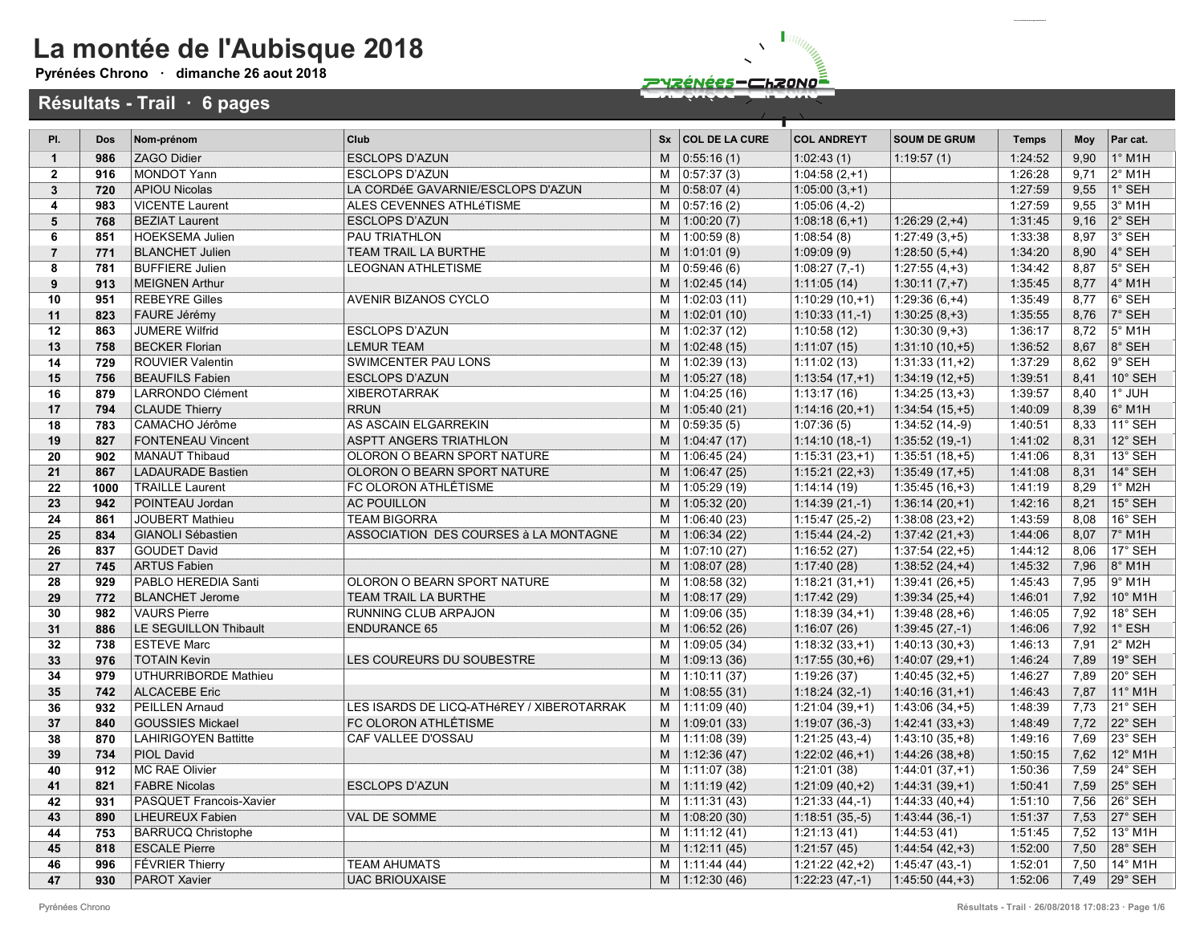# La montée de l'Aubisque 2018

**Pyrénées Chrono · dimanche 26 aout 2018**

## Résultats - Trail · 6 pages

| Pl. | Dos | Nom-prénom | Club | Sx | COL DE LA CURE | COL ANDREYT | SOUM DE GRUM | Temps | Moy | Par cat. |
|---|---|---|---|---|---|---|---|---|---|---|
| 1 | 986 | ZAGO Didier | ESCLOPS D'AZUN | M | 0:55:16 (1) | 1:02:43 (1) | 1:19:57 (1) | 1:24:52 | 9,90 | 1° M1H |
| 2 | 916 | MONDOT Yann | ESCLOPS D'AZUN | M | 0:57:37 (3) | 1:04:58 (2,+1) | | 1:26:28 | 9,71 | 2° M1H |
| 3 | 720 | APIOU Nicolas | LA CORDéE GAVARNIE/ESCLOPS D'AZUN | M | 0:58:07 (4) | 1:05:00 (3,+1) | | 1:27:59 | 9,55 | 1° SEH |
| 4 | 983 | VICENTE Laurent | ALES CEVENNES ATHLéTISME | M | 0:57:16 (2) | 1:05:06 (4,-2) | | 1:27:59 | 9,55 | 3° M1H |
| 5 | 768 | BEZIAT Laurent | ESCLOPS D'AZUN | M | 1:00:20 (7) | 1:08:18 (6,+1) | 1:26:29 (2,+4) | 1:31:45 | 9,16 | 2° SEH |
| 6 | 851 | HOEKSEMA Julien | PAU TRIATHLON | M | 1:00:59 (8) | 1:08:54 (8) | 1:27:49 (3,+5) | 1:33:38 | 8,97 | 3° SEH |
| 7 | 771 | BLANCHET Julien | TEAM TRAIL LA BURTHE | M | 1:01:01 (9) | 1:09:09 (9) | 1:28:50 (5,+4) | 1:34:20 | 8,90 | 4° SEH |
| 8 | 781 | BUFFIERE Julien | LEOGNAN ATHLETISME | M | 0:59:46 (6) | 1:08:27 (7,-1) | 1:27:55 (4,+3) | 1:34:42 | 8,87 | 5° SEH |
| 9 | 913 | MEIGNEN Arthur | | M | 1:02:45 (14) | 1:11:05 (14) | 1:30:11 (7,+7) | 1:35:45 | 8,77 | 4° M1H |
| 10 | 951 | REBEYRE Gilles | AVENIR BIZANOS CYCLO | M | 1:02:03 (11) | 1:10:29 (10,+1) | 1:29:36 (6,+4) | 1:35:49 | 8,77 | 6° SEH |
| 11 | 823 | FAURE Jérémy | | M | 1:02:01 (10) | 1:10:33 (11,-1) | 1:30:25 (8,+3) | 1:35:55 | 8,76 | 7° SEH |
| 12 | 863 | JUMERE Wilfrid | ESCLOPS D'AZUN | M | 1:02:37 (12) | 1:10:58 (12) | 1:30:30 (9,+3) | 1:36:17 | 8,72 | 5° M1H |
| 13 | 758 | BECKER Florian | LEMUR TEAM | M | 1:02:48 (15) | 1:11:07 (15) | 1:31:10 (10,+5) | 1:36:52 | 8,67 | 8° SEH |
| 14 | 729 | ROUVIER Valentin | SWIMCENTER PAU LONS | M | 1:02:39 (13) | 1:11:02 (13) | 1:31:33 (11,+2) | 1:37:29 | 8,62 | 9° SEH |
| 15 | 756 | BEAUFILS Fabien | ESCLOPS D'AZUN | M | 1:05:27 (18) | 1:13:54 (17,+1) | 1:34:19 (12,+5) | 1:39:51 | 8,41 | 10° SEH |
| 16 | 879 | LARRONDO Clément | XIBEROTARRAK | M | 1:04:25 (16) | 1:13:17 (16) | 1:34:25 (13,+3) | 1:39:57 | 8,40 | 1° JUH |
| 17 | 794 | CLAUDE Thierry | RRUN | M | 1:05:40 (21) | 1:14:16 (20,+1) | 1:34:54 (15,+5) | 1:40:09 | 8,39 | 6° M1H |
| 18 | 783 | CAMACHO Jérôme | AS ASCAIN ELGARREKIN | M | 0:59:35 (5) | 1:07:36 (5) | 1:34:52 (14,-9) | 1:40:51 | 8,33 | 11° SEH |
| 19 | 827 | FONTENEAU Vincent | ASPTT ANGERS TRIATHLON | M | 1:04:47 (17) | 1:14:10 (18,-1) | 1:35:52 (19,-1) | 1:41:02 | 8,31 | 12° SEH |
| 20 | 902 | MANAUT Thibaud | OLORON O BEARN SPORT NATURE | M | 1:06:45 (24) | 1:15:31 (23,+1) | 1:35:51 (18,+5) | 1:41:06 | 8,31 | 13° SEH |
| 21 | 867 | LADAURADE Bastien | OLORON O BEARN SPORT NATURE | M | 1:06:47 (25) | 1:15:21 (22,+3) | 1:35:49 (17,+5) | 1:41:08 | 8,31 | 14° SEH |
| 22 | 1000 | TRAILLE Laurent | FC OLORON ATHLÉTISME | M | 1:05:29 (19) | 1:14:14 (19) | 1:35:45 (16,+3) | 1:41:19 | 8,29 | 1° M2H |
| 23 | 942 | POINTEAU Jordan | AC POUILLON | M | 1:05:32 (20) | 1:14:39 (21,-1) | 1:36:14 (20,+1) | 1:42:16 | 8,21 | 15° SEH |
| 24 | 861 | JOUBERT Mathieu | TEAM BIGORRA | M | 1:06:40 (23) | 1:15:47 (25,-2) | 1:38:08 (23,+2) | 1:43:59 | 8,08 | 16° SEH |
| 25 | 834 | GIANOLI Sébastien | ASSOCIATION DES COURSES à LA MONTAGNE | M | 1:06:34 (22) | 1:15:44 (24,-2) | 1:37:42 (21,+3) | 1:44:06 | 8,07 | 7° M1H |
| 26 | 837 | GOUDET David | | M | 1:07:10 (27) | 1:16:52 (27) | 1:37:54 (22,+5) | 1:44:12 | 8,06 | 17° SEH |
| 27 | 745 | ARTUS Fabien | | M | 1:08:07 (28) | 1:17:40 (28) | 1:38:52 (24,+4) | 1:45:32 | 7,96 | 8° M1H |
| 28 | 929 | PABLO HEREDIA Santi | OLORON O BEARN SPORT NATURE | M | 1:08:58 (32) | 1:18:21 (31,+1) | 1:39:41 (26,+5) | 1:45:43 | 7,95 | 9° M1H |
| 29 | 772 | BLANCHET Jerome | TEAM TRAIL LA BURTHE | M | 1:08:17 (29) | 1:17:42 (29) | 1:39:34 (25,+4) | 1:46:01 | 7,92 | 10° M1H |
| 30 | 982 | VAURS Pierre | RUNNING CLUB ARPAJON | M | 1:09:06 (35) | 1:18:39 (34,+1) | 1:39:48 (28,+6) | 1:46:05 | 7,92 | 18° SEH |
| 31 | 886 | LE SEGUILLON Thibault | ENDURANCE 65 | M | 1:06:52 (26) | 1:16:07 (26) | 1:39:45 (27,-1) | 1:46:06 | 7,92 | 1° ESH |
| 32 | 738 | ESTEVE Marc | | M | 1:09:05 (34) | 1:18:32 (33,+1) | 1:40:13 (30,+3) | 1:46:13 | 7,91 | 2° M2H |
| 33 | 976 | TOTAIN Kevin | LES COUREURS DU SOUBESTRE | M | 1:09:13 (36) | 1:17:55 (30,+6) | 1:40:07 (29,+1) | 1:46:24 | 7,89 | 19° SEH |
| 34 | 979 | UTHURRIBORDE Mathieu | | M | 1:10:11 (37) | 1:19:26 (37) | 1:40:45 (32,+5) | 1:46:27 | 7,89 | 20° SEH |
| 35 | 742 | ALCACEBE Eric | | M | 1:08:55 (31) | 1:18:24 (32,-1) | 1:40:16 (31,+1) | 1:46:43 | 7,87 | 11° M1H |
| 36 | 932 | PEILLEN Arnaud | LES ISARDS DE LICQ-ATHéREY / XIBEROTARRAK | M | 1:11:09 (40) | 1:21:04 (39,+1) | 1:43:06 (34,+5) | 1:48:39 | 7,73 | 21° SEH |
| 37 | 840 | GOUSSIES Mickael | FC OLORON ATHLÉTISME | M | 1:09:01 (33) | 1:19:07 (36,-3) | 1:42:41 (33,+3) | 1:48:49 | 7,72 | 22° SEH |
| 38 | 870 | LAHIRIGOYEN Battitte | CAF VALLEE D'OSSAU | M | 1:11:08 (39) | 1:21:25 (43,-4) | 1:43:10 (35,+8) | 1:49:16 | 7,69 | 23° SEH |
| 39 | 734 | PIOL David | | M | 1:12:36 (47) | 1:22:02 (46,+1) | 1:44:26 (38,+8) | 1:50:15 | 7,62 | 12° M1H |
| 40 | 912 | MC RAE Olivier | | M | 1:11:07 (38) | 1:21:01 (38) | 1:44:01 (37,+1) | 1:50:36 | 7,59 | 24° SEH |
| 41 | 821 | FABRE Nicolas | ESCLOPS D'AZUN | M | 1:11:19 (42) | 1:21:09 (40,+2) | 1:44:31 (39,+1) | 1:50:41 | 7,59 | 25° SEH |
| 42 | 931 | PASQUET Francois-Xavier | | M | 1:11:31 (43) | 1:21:33 (44,-1) | 1:44:33 (40,+4) | 1:51:10 | 7,56 | 26° SEH |
| 43 | 890 | LHEUREUX Fabien | VAL DE SOMME | M | 1:08:20 (30) | 1:18:51 (35,-5) | 1:43:44 (36,-1) | 1:51:37 | 7,53 | 27° SEH |
| 44 | 753 | BARRUCQ Christophe | | M | 1:11:12 (41) | 1:21:13 (41) | 1:44:53 (41) | 1:51:45 | 7,52 | 13° M1H |
| 45 | 818 | ESCALE Pierre | | M | 1:12:11 (45) | 1:21:57 (45) | 1:44:54 (42,+3) | 1:52:00 | 7,50 | 28° SEH |
| 46 | 996 | FÉVRIER Thierry | TEAM AHUMATS | M | 1:11:44 (44) | 1:21:22 (42,+2) | 1:45:47 (43,-1) | 1:52:01 | 7,50 | 14° M1H |
| 47 | 930 | PAROT Xavier | UAC BRIOUXAISE | M | 1:12:30 (46) | 1:22:23 (47,-1) | 1:45:50 (44,+3) | 1:52:06 | 7,49 | 29° SEH |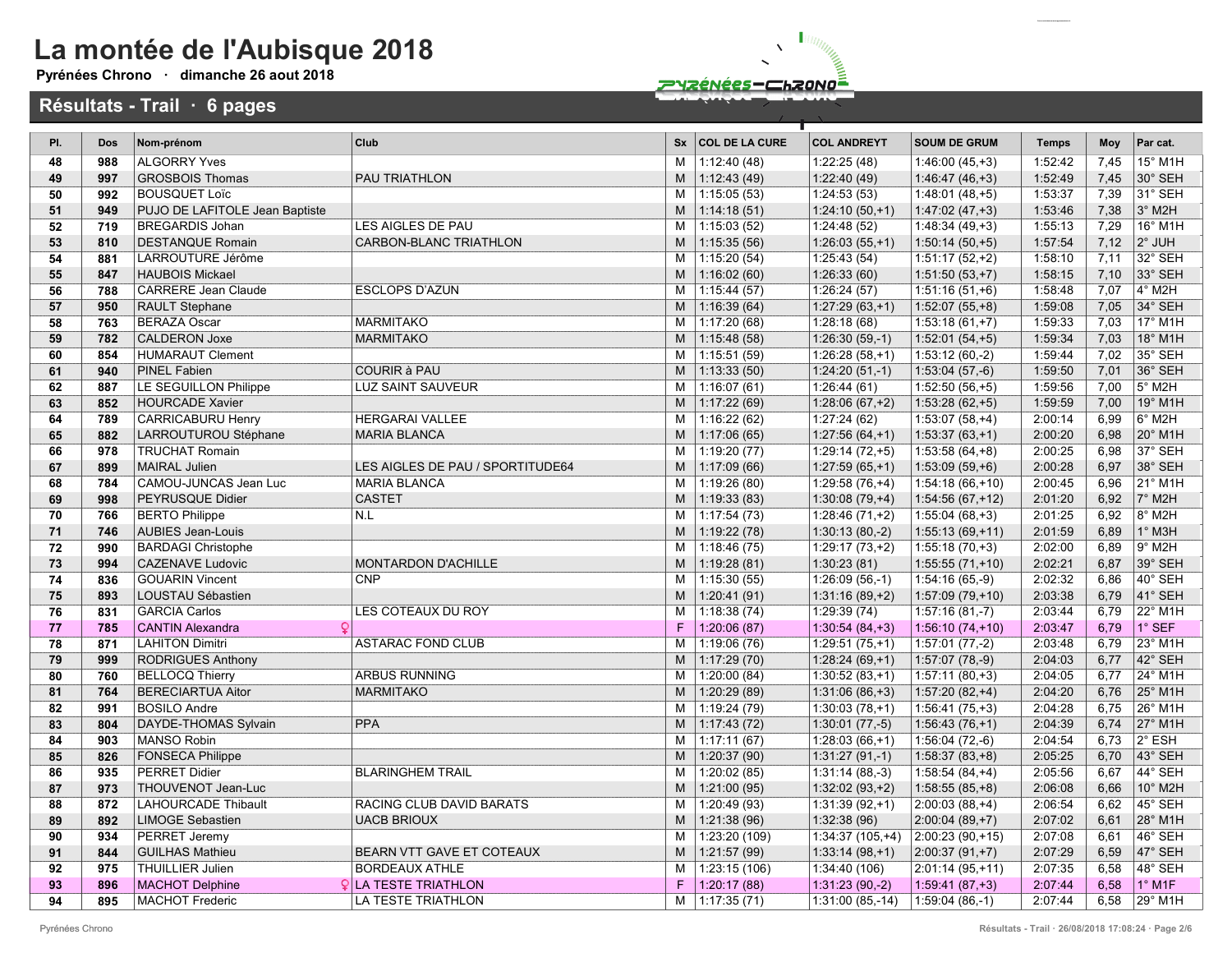# La montée de l'Aubisque 2018

**Pyrénées Chrono · dimanche 26 aout 2018**

## Résultats - Trail · 6 pages

| Pl. | Dos | Nom-prénom | Club | Sx | COL DE LA CURE | COL ANDREYT | SOUM DE GRUM | Temps | Moy | Par cat. |
|---|---|---|---|---|---|---|---|---|---|---|
| 48 | 988 | ALGORRY Yves | | M | 1:12:40 (48) | 1:22:25 (48) | 1:46:00 (45,+3) | 1:52:42 | 7,45 | 15° M1H |
| 49 | 997 | GROSBOIS Thomas | PAU TRIATHLON | M | 1:12:43 (49) | 1:22:40 (49) | 1:46:47 (46,+3) | 1:52:49 | 7,45 | 30° SEH |
| 50 | 992 | BOUSQUET Loïc | | M | 1:15:05 (53) | 1:24:53 (53) | 1:48:01 (48,+5) | 1:53:37 | 7,39 | 31° SEH |
| 51 | 949 | PUJO DE LAFITOLE Jean Baptiste | | M | 1:14:18 (51) | 1:24:10 (50,+1) | 1:47:02 (47,+3) | 1:53:46 | 7,38 | 3° M2H |
| 52 | 719 | BREGARDIS Johan | LES AIGLES DE PAU | M | 1:15:03 (52) | 1:24:48 (52) | 1:48:34 (49,+3) | 1:55:13 | 7,29 | 16° M1H |
| 53 | 810 | DESTANQUE Romain | CARBON-BLANC TRIATHLON | M | 1:15:35 (56) | 1:26:03 (55,+1) | 1:50:14 (50,+5) | 1:57:54 | 7,12 | 2° JUH |
| 54 | 881 | LARROUTURE Jérôme | | M | 1:15:20 (54) | 1:25:43 (54) | 1:51:17 (52,+2) | 1:58:10 | 7,11 | 32° SEH |
| 55 | 847 | HAUBOIS Mickael | | M | 1:16:02 (60) | 1:26:33 (60) | 1:51:50 (53,+7) | 1:58:15 | 7,10 | 33° SEH |
| 56 | 788 | CARRERE Jean Claude | ESCLOPS D'AZUN | M | 1:15:44 (57) | 1:26:24 (57) | 1:51:16 (51,+6) | 1:58:48 | 7,07 | 4° M2H |
| 57 | 950 | RAULT Stephane | | M | 1:16:39 (64) | 1:27:29 (63,+1) | 1:52:07 (55,+8) | 1:59:08 | 7,05 | 34° SEH |
| 58 | 763 | BERAZA Oscar | MARMITAKO | M | 1:17:20 (68) | 1:28:18 (68) | 1:53:18 (61,+7) | 1:59:33 | 7,03 | 17° M1H |
| 59 | 782 | CALDERON Joxe | MARMITAKO | M | 1:15:48 (58) | 1:26:30 (59,-1) | 1:52:01 (54,+5) | 1:59:34 | 7,03 | 18° M1H |
| 60 | 854 | HUMARAUT Clement | | M | 1:15:51 (59) | 1:26:28 (58,+1) | 1:53:12 (60,-2) | 1:59:44 | 7,02 | 35° SEH |
| 61 | 940 | PINEL Fabien | COURIR à PAU | M | 1:13:33 (50) | 1:24:20 (51,-1) | 1:53:04 (57,-6) | 1:59:50 | 7,01 | 36° SEH |
| 62 | 887 | LE SEGUILLON Philippe | LUZ SAINT SAUVEUR | M | 1:16:07 (61) | 1:26:44 (61) | 1:52:50 (56,+5) | 1:59:56 | 7,00 | 5° M2H |
| 63 | 852 | HOURCADE Xavier | | M | 1:17:22 (69) | 1:28:06 (67,+2) | 1:53:28 (62,+5) | 1:59:59 | 7,00 | 19° M1H |
| 64 | 789 | CARRICABURU Henry | HERGARAI VALLEE | M | 1:16:22 (62) | 1:27:24 (62) | 1:53:07 (58,+4) | 2:00:14 | 6,99 | 6° M2H |
| 65 | 882 | LARROUTUROU Stéphane | MARIA BLANCA | M | 1:17:06 (65) | 1:27:56 (64,+1) | 1:53:37 (63,+1) | 2:00:20 | 6,98 | 20° M1H |
| 66 | 978 | TRUCHAT Romain | | M | 1:19:20 (77) | 1:29:14 (72,+5) | 1:53:58 (64,+8) | 2:00:25 | 6,98 | 37° SEH |
| 67 | 899 | MAIRAL Julien | LES AIGLES DE PAU / SPORTITUDE64 | M | 1:17:09 (66) | 1:27:59 (65,+1) | 1:53:09 (59,+6) | 2:00:28 | 6,97 | 38° SEH |
| 68 | 784 | CAMOU-JUNCAS Jean Luc | MARIA BLANCA | M | 1:19:26 (80) | 1:29:58 (76,+4) | 1:54:18 (66,+10) | 2:00:45 | 6,96 | 21° M1H |
| 69 | 998 | PEYRUSQUE Didier | CASTET | M | 1:19:33 (83) | 1:30:08 (79,+4) | 1:54:56 (67,+12) | 2:01:20 | 6,92 | 7° M2H |
| 70 | 766 | BERTO Philippe | N.L | M | 1:17:54 (73) | 1:28:46 (71,+2) | 1:55:04 (68,+3) | 2:01:25 | 6,92 | 8° M2H |
| 71 | 746 | AUBIES Jean-Louis | | M | 1:19:22 (78) | 1:30:13 (80,-2) | 1:55:13 (69,+11) | 2:01:59 | 6,89 | 1° M3H |
| 72 | 990 | BARDAGI Christophe | | M | 1:18:46 (75) | 1:29:17 (73,+2) | 1:55:18 (70,+3) | 2:02:00 | 6,89 | 9° M2H |
| 73 | 994 | CAZENAVE Ludovic | MONTARDON D'ACHILLE | M | 1:19:28 (81) | 1:30:23 (81) | 1:55:55 (71,+10) | 2:02:21 | 6,87 | 39° SEH |
| 74 | 836 | GOUARIN Vincent | CNP | M | 1:15:30 (55) | 1:26:09 (56,-1) | 1:54:16 (65,-9) | 2:02:32 | 6,86 | 40° SEH |
| 75 | 893 | LOUSTAU Sébastien | | M | 1:20:41 (91) | 1:31:16 (89,+2) | 1:57:09 (79,+10) | 2:03:38 | 6,79 | 41° SEH |
| 76 | 831 | GARCIA Carlos | LES COTEAUX DU ROY | M | 1:18:38 (74) | 1:29:39 (74) | 1:57:16 (81,-7) | 2:03:44 | 6,79 | 22° M1H |
| 77 | 785 | CANTIN Alexandra ♀ | | F | 1:20:06 (87) | 1:30:54 (84,+3) | 1:56:10 (74,+10) | 2:03:47 | 6,79 | 1° SEF |
| 78 | 871 | LAHITON Dimitri | ASTARAC FOND CLUB | M | 1:19:06 (76) | 1:29:51 (75,+1) | 1:57:01 (77,-2) | 2:03:48 | 6,79 | 23° M1H |
| 79 | 999 | RODRIGUES Anthony | | M | 1:17:29 (70) | 1:28:24 (69,+1) | 1:57:07 (78,-9) | 2:04:03 | 6,77 | 42° SEH |
| 80 | 760 | BELLOCQ Thierry | ARBUS RUNNING | M | 1:20:00 (84) | 1:30:52 (83,+1) | 1:57:11 (80,+3) | 2:04:05 | 6,77 | 24° M1H |
| 81 | 764 | BERECIARTUA Aitor | MARMITAKO | M | 1:20:29 (89) | 1:31:06 (86,+3) | 1:57:20 (82,+4) | 2:04:20 | 6,76 | 25° M1H |
| 82 | 991 | BOSILO Andre | | M | 1:19:24 (79) | 1:30:03 (78,+1) | 1:56:41 (75,+3) | 2:04:28 | 6,75 | 26° M1H |
| 83 | 804 | DAYDE-THOMAS Sylvain | PPA | M | 1:17:43 (72) | 1:30:01 (77,-5) | 1:56:43 (76,+1) | 2:04:39 | 6,74 | 27° M1H |
| 84 | 903 | MANSO Robin | | M | 1:17:11 (67) | 1:28:03 (66,+1) | 1:56:04 (72,-6) | 2:04:54 | 6,73 | 2° ESH |
| 85 | 826 | FONSECA Philippe | | M | 1:20:37 (90) | 1:31:27 (91,-1) | 1:58:37 (83,+8) | 2:05:25 | 6,70 | 43° SEH |
| 86 | 935 | PERRET Didier | BLARINGHEM TRAIL | M | 1:20:02 (85) | 1:31:14 (88,-3) | 1:58:54 (84,+4) | 2:05:56 | 6,67 | 44° SEH |
| 87 | 973 | THOUVENOT Jean-Luc | | M | 1:21:00 (95) | 1:32:02 (93,+2) | 1:58:55 (85,+8) | 2:06:08 | 6,66 | 10° M2H |
| 88 | 872 | LAHOURCADE Thibault | RACING CLUB DAVID BARATS | M | 1:20:49 (93) | 1:31:39 (92,+1) | 2:00:03 (88,+4) | 2:06:54 | 6,62 | 45° SEH |
| 89 | 892 | LIMOGE Sebastien | UACB BRIOUX | M | 1:21:38 (96) | 1:32:38 (96) | 2:00:04 (89,+7) | 2:07:02 | 6,61 | 28° M1H |
| 90 | 934 | PERRET Jeremy | | M | 1:23:20 (109) | 1:34:37 (105,+4) | 2:00:23 (90,+15) | 2:07:08 | 6,61 | 46° SEH |
| 91 | 844 | GUILHAS Mathieu | BEARN VTT GAVE ET COTEAUX | M | 1:21:57 (99) | 1:33:14 (98,+1) | 2:00:37 (91,+7) | 2:07:29 | 6,59 | 47° SEH |
| 92 | 975 | THUILLIER Julien | BORDEAUX ATHLE | M | 1:23:15 (106) | 1:34:40 (106) | 2:01:14 (95,+11) | 2:07:35 | 6,58 | 48° SEH |
| 93 | 896 | MACHOT Delphine ♀ | LA TESTE TRIATHLON | F | 1:20:17 (88) | 1:31:23 (90,-2) | 1:59:41 (87,+3) | 2:07:44 | 6,58 | 1° M1F |
| 94 | 895 | MACHOT Frederic | LA TESTE TRIATHLON | M | 1:17:35 (71) | 1:31:00 (85,-14) | 1:59:04 (86,-1) | 2:07:44 | 6,58 | 29° M1H |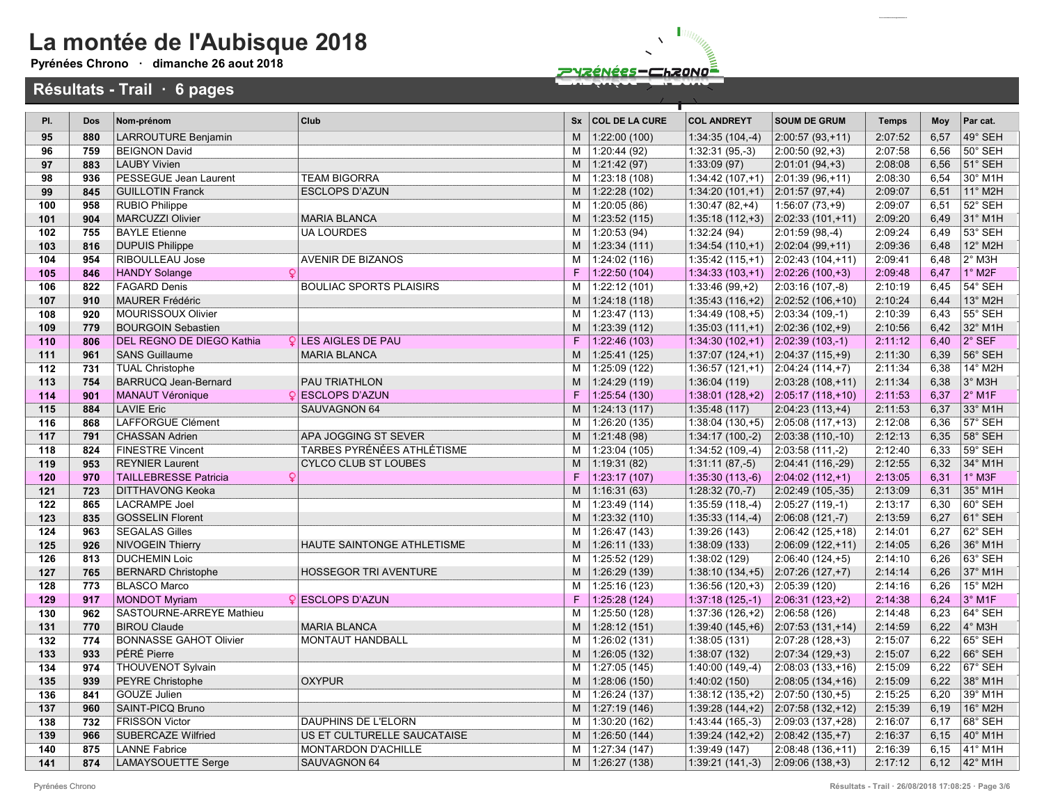# La montée de l'Aubisque 2018

**Pyrénées Chrono · dimanche 26 aout 2018**

## Résultats - Trail · 6 pages

| Pl. | Dos | Nom-prénom | Club | Sx | COL DE LA CURE | COL ANDREYT | SOUM DE GRUM | Temps | Moy | Par cat. |
|---|---|---|---|---|---|---|---|---|---|---|
| 95 | 880 | LARROUTURE Benjamin | | M | 1:22:00 (100) | 1:34:35 (104,-4) | 2:00:57 (93,+11) | 2:07:52 | 6,57 | 49° SEH |
| 96 | 759 | BEIGNON David | | M | 1:20:44 (92) | 1:32:31 (95,-3) | 2:00:50 (92,+3) | 2:07:58 | 6,56 | 50° SEH |
| 97 | 883 | LAUBY Vivien | | M | 1:21:42 (97) | 1:33:09 (97) | 2:01:01 (94,+3) | 2:08:08 | 6,56 | 51° SEH |
| 98 | 936 | PESSEGUE Jean Laurent | TEAM BIGORRA | M | 1:23:18 (108) | 1:34:42 (107,+1) | 2:01:39 (96,+11) | 2:08:30 | 6,54 | 30° M1H |
| 99 | 845 | GUILLOTIN Franck | ESCLOPS D'AZUN | M | 1:22:28 (102) | 1:34:20 (101,+1) | 2:01:57 (97,+4) | 2:09:07 | 6,51 | 11° M2H |
| 100 | 958 | RUBIO Philippe | | M | 1:20:05 (86) | 1:30:47 (82,+4) | 1:56:07 (73,+9) | 2:09:07 | 6,51 | 52° SEH |
| 101 | 904 | MARCUZZI Olivier | MARIA BLANCA | M | 1:23:52 (115) | 1:35:18 (112,+3) | 2:02:33 (101,+11) | 2:09:20 | 6,49 | 31° M1H |
| 102 | 755 | BAYLE Etienne | UA LOURDES | M | 1:20:53 (94) | 1:32:24 (94) | 2:01:59 (98,-4) | 2:09:24 | 6,49 | 53° SEH |
| 103 | 816 | DUPUIS Philippe | | M | 1:23:34 (111) | 1:34:54 (110,+1) | 2:02:04 (99,+11) | 2:09:36 | 6,48 | 12° M2H |
| 104 | 954 | RIBOULLEAU Jose | AVENIR DE BIZANOS | M | 1:24:02 (116) | 1:35:42 (115,+1) | 2:02:43 (104,+11) | 2:09:41 | 6,48 | 2° M3H |
| 105 | 846 | HANDY Solange ♀ | | F | 1:22:50 (104) | 1:34:33 (103,+1) | 2:02:26 (100,+3) | 2:09:48 | 6,47 | 1° M2F |
| 106 | 822 | FAGARD Denis | BOULIAC SPORTS PLAISIRS | M | 1:22:12 (101) | 1:33:46 (99,+2) | 2:03:16 (107,-8) | 2:10:19 | 6,45 | 54° SEH |
| 107 | 910 | MAURER Frédéric | | M | 1:24:18 (118) | 1:35:43 (116,+2) | 2:02:52 (106,+10) | 2:10:24 | 6,44 | 13° M2H |
| 108 | 920 | MOURISSOUX Olivier | | M | 1:23:47 (113) | 1:34:49 (108,+5) | 2:03:34 (109,-1) | 2:10:39 | 6,43 | 55° SEH |
| 109 | 779 | BOURGOIN Sebastien | | M | 1:23:39 (112) | 1:35:03 (111,+1) | 2:02:36 (102,+9) | 2:10:56 | 6,42 | 32° M1H |
| 110 | 806 | DEL REGNO DE DIEGO Kathia ♀ | LES AIGLES DE PAU | F | 1:22:46 (103) | 1:34:30 (102,+1) | 2:02:39 (103,-1) | 2:11:12 | 6,40 | 2° SEF |
| 111 | 961 | SANS Guillaume | MARIA BLANCA | M | 1:25:41 (125) | 1:37:07 (124,+1) | 2:04:37 (115,+9) | 2:11:30 | 6,39 | 56° SEH |
| 112 | 731 | TUAL Christophe | | M | 1:25:09 (122) | 1:36:57 (121,+1) | 2:04:24 (114,+7) | 2:11:34 | 6,38 | 14° M2H |
| 113 | 754 | BARRUCQ Jean-Bernard | PAU TRIATHLON | M | 1:24:29 (119) | 1:36:04 (119) | 2:03:28 (108,+11) | 2:11:34 | 6,38 | 3° M3H |
| 114 | 901 | MANAUT Véronique ♀ | ESCLOPS D'AZUN | F | 1:25:54 (130) | 1:38:01 (128,+2) | 2:05:17 (118,+10) | 2:11:53 | 6,37 | 2° M1F |
| 115 | 884 | LAVIE Eric | SAUVAGNON 64 | M | 1:24:13 (117) | 1:35:48 (117) | 2:04:23 (113,+4) | 2:11:53 | 6,37 | 33° M1H |
| 116 | 868 | LAFFORGUE Clément | | M | 1:26:20 (135) | 1:38:04 (130,+5) | 2:05:08 (117,+13) | 2:12:08 | 6,36 | 57° SEH |
| 117 | 791 | CHASSAN Adrien | APA JOGGING ST SEVER | M | 1:21:48 (98) | 1:34:17 (100,-2) | 2:03:38 (110,-10) | 2:12:13 | 6,35 | 58° SEH |
| 118 | 824 | FINESTRE Vincent | TARBES PYRÉNÉES ATHLÉTISME | M | 1:23:04 (105) | 1:34:52 (109,-4) | 2:03:58 (111,-2) | 2:12:40 | 6,33 | 59° SEH |
| 119 | 953 | REYNIER Laurent | CYLCO CLUB ST LOUBES | M | 1:19:31 (82) | 1:31:11 (87,-5) | 2:04:41 (116,-29) | 2:12:55 | 6,32 | 34° M1H |
| 120 | 970 | TAILLEBRESSE Patricia ♀ | | F | 1:23:17 (107) | 1:35:30 (113,-6) | 2:04:02 (112,+1) | 2:13:05 | 6,31 | 1° M3F |
| 121 | 723 | DITTHAVONG Keoka | | M | 1:16:31 (63) | 1:28:32 (70,-7) | 2:02:49 (105,-35) | 2:13:09 | 6,31 | 35° M1H |
| 122 | 865 | LACRAMPE Joel | | M | 1:23:49 (114) | 1:35:59 (118,-4) | 2:05:27 (119,-1) | 2:13:17 | 6,30 | 60° SEH |
| 123 | 835 | GOSSELIN Florent | | M | 1:23:32 (110) | 1:35:33 (114,-4) | 2:06:08 (121,-7) | 2:13:59 | 6,27 | 61° SEH |
| 124 | 963 | SEGALAS Gilles | | M | 1:26:47 (143) | 1:39:26 (143) | 2:06:42 (125,+18) | 2:14:01 | 6,27 | 62° SEH |
| 125 | 926 | NIVOGEIN Thierry | HAUTE SAINTONGE ATHLETISME | M | 1:26:11 (133) | 1:38:09 (133) | 2:06:09 (122,+11) | 2:14:05 | 6,26 | 36° M1H |
| 126 | 813 | DUCHEMIN Loic | | M | 1:25:52 (129) | 1:38:02 (129) | 2:06:40 (124,+5) | 2:14:10 | 6,26 | 63° SEH |
| 127 | 765 | BERNARD Christophe | HOSSEGOR TRI AVENTURE | M | 1:26:29 (139) | 1:38:10 (134,+5) | 2:07:26 (127,+7) | 2:14:14 | 6,26 | 37° M1H |
| 128 | 773 | BLASCO Marco | | M | 1:25:16 (123) | 1:36:56 (120,+3) | 2:05:39 (120) | 2:14:16 | 6,26 | 15° M2H |
| 129 | 917 | MONDOT Myriam ♀ | ESCLOPS D'AZUN | F | 1:25:28 (124) | 1:37:18 (125,-1) | 2:06:31 (123,+2) | 2:14:38 | 6,24 | 3° M1F |
| 130 | 962 | SASTOURNE-ARREYE Mathieu | | M | 1:25:50 (128) | 1:37:36 (126,+2) | 2:06:58 (126) | 2:14:48 | 6,23 | 64° SEH |
| 131 | 770 | BIROU Claude | MARIA BLANCA | M | 1:28:12 (151) | 1:39:40 (145,+6) | 2:07:53 (131,+14) | 2:14:59 | 6,22 | 4° M3H |
| 132 | 774 | BONNASSE GAHOT Olivier | MONTAUT HANDBALL | M | 1:26:02 (131) | 1:38:05 (131) | 2:07:28 (128,+3) | 2:15:07 | 6,22 | 65° SEH |
| 133 | 933 | PÉRÉ Pierre | | M | 1:26:05 (132) | 1:38:07 (132) | 2:07:34 (129,+3) | 2:15:07 | 6,22 | 66° SEH |
| 134 | 974 | THOUVENOT Sylvain | | M | 1:27:05 (145) | 1:40:00 (149,-4) | 2:08:03 (133,+16) | 2:15:09 | 6,22 | 67° SEH |
| 135 | 939 | PEYRE Christophe | OXYPUR | M | 1:28:06 (150) | 1:40:02 (150) | 2:08:05 (134,+16) | 2:15:09 | 6,22 | 38° M1H |
| 136 | 841 | GOUZE Julien | | M | 1:26:24 (137) | 1:38:12 (135,+2) | 2:07:50 (130,+5) | 2:15:25 | 6,20 | 39° M1H |
| 137 | 960 | SAINT-PICQ Bruno | | M | 1:27:19 (146) | 1:39:28 (144,+2) | 2:07:58 (132,+12) | 2:15:39 | 6,19 | 16° M2H |
| 138 | 732 | FRISSON Victor | DAUPHINS DE L'ELORN | M | 1:30:20 (162) | 1:43:44 (165,-3) | 2:09:03 (137,+28) | 2:16:07 | 6,17 | 68° SEH |
| 139 | 966 | SUBERCAZE Wilfried | US ET CULTURELLE SAUCATAISE | M | 1:26:50 (144) | 1:39:24 (142,+2) | 2:08:42 (135,+7) | 2:16:37 | 6,15 | 40° M1H |
| 140 | 875 | LANNE Fabrice | MONTARDON D'ACHILLE | M | 1:27:34 (147) | 1:39:49 (147) | 2:08:48 (136,+11) | 2:16:39 | 6,15 | 41° M1H |
| 141 | 874 | LAMAYSOUETTE Serge | SAUVAGNON 64 | M | 1:26:27 (138) | 1:39:21 (141,-3) | 2:09:06 (138,+3) | 2:17:12 | 6,12 | 42° M1H |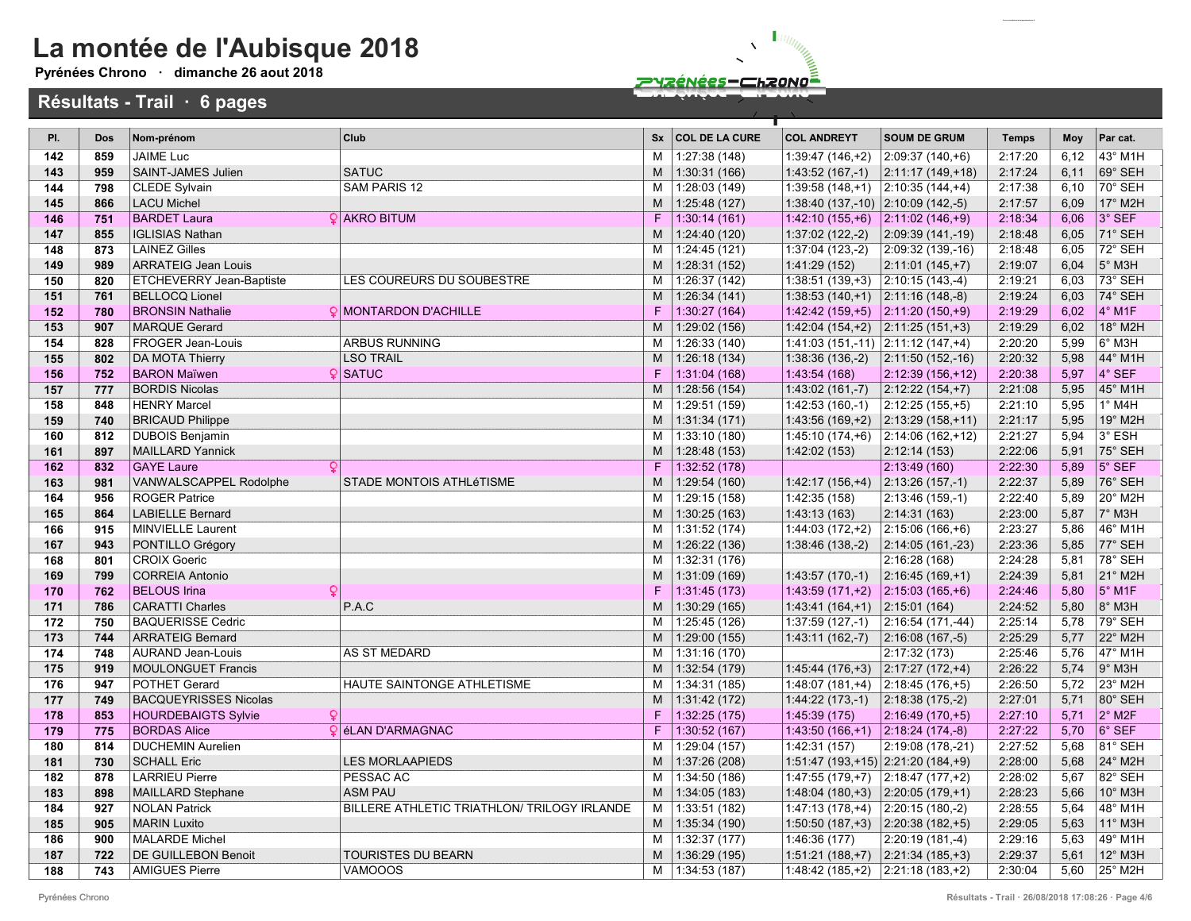# La montée de l'Aubisque 2018

**Pyrénées Chrono · dimanche 26 aout 2018**

## Résultats - Trail · 6 pages

| Pl. | Dos | Nom-prénom | Club | Sx | COL DE LA CURE | COL ANDREYT | SOUM DE GRUM | Temps | Moy | Par cat. |
|---|---|---|---|---|---|---|---|---|---|---|
| 142 | 859 | JAIME Luc | | M | 1:27:38 (148) | 1:39:47 (146,+2) | 2:09:37 (140,+6) | 2:17:20 | 6,12 | 43° M1H |
| 143 | 959 | SAINT-JAMES Julien | SATUC | M | 1:30:31 (166) | 1:43:52 (167,-1) | 2:11:17 (149,+18) | 2:17:24 | 6,11 | 69° SEH |
| 144 | 798 | CLEDE Sylvain | SAM PARIS 12 | M | 1:28:03 (149) | 1:39:58 (148,+1) | 2:10:35 (144,+4) | 2:17:38 | 6,10 | 70° SEH |
| 145 | 866 | LACU Michel | | M | 1:25:48 (127) | 1:38:40 (137,-10) | 2:10:09 (142,-5) | 2:17:57 | 6,09 | 17° M2H |
| 146 | 751 | BARDET Laura | AKRO BITUM | F | 1:30:14 (161) | 1:42:10 (155,+6) | 2:11:02 (146,+9) | 2:18:34 | 6,06 | 3° SEF |
| 147 | 855 | IGLISIAS Nathan | | M | 1:24:40 (120) | 1:37:02 (122,-2) | 2:09:39 (141,-19) | 2:18:48 | 6,05 | 71° SEH |
| 148 | 873 | LAINEZ Gilles | | M | 1:24:45 (121) | 1:37:04 (123,-2) | 2:09:32 (139,-16) | 2:18:48 | 6,05 | 72° SEH |
| 149 | 989 | ARRATEIG Jean Louis | | M | 1:28:31 (152) | 1:41:29 (152) | 2:11:01 (145,+7) | 2:19:07 | 6,04 | 5° M3H |
| 150 | 820 | ETCHEVERRY Jean-Baptiste | LES COUREURS DU SOUBESTRE | M | 1:26:37 (142) | 1:38:51 (139,+3) | 2:10:15 (143,-4) | 2:19:21 | 6,03 | 73° SEH |
| 151 | 761 | BELLOCQ Lionel | | M | 1:26:34 (141) | 1:38:53 (140,+1) | 2:11:16 (148,-8) | 2:19:24 | 6,03 | 74° SEH |
| 152 | 780 | BRONSIN Nathalie | MONTARDON D'ACHILLE | F | 1:30:27 (164) | 1:42:42 (159,+5) | 2:11:20 (150,+9) | 2:19:29 | 6,02 | 4° M1F |
| 153 | 907 | MARQUE Gerard | | M | 1:29:02 (156) | 1:42:04 (154,+2) | 2:11:25 (151,+3) | 2:19:29 | 6,02 | 18° M2H |
| 154 | 828 | FROGER Jean-Louis | ARBUS RUNNING | M | 1:26:33 (140) | 1:41:03 (151,-11) | 2:11:12 (147,+4) | 2:20:20 | 5,99 | 6° M3H |
| 155 | 802 | DA MOTA Thierry | LSO TRAIL | M | 1:26:18 (134) | 1:38:36 (136,-2) | 2:11:50 (152,-16) | 2:20:32 | 5,98 | 44° M1H |
| 156 | 752 | BARON Maïwen | SATUC | F | 1:31:04 (168) | 1:43:54 (168) | 2:12:39 (156,+12) | 2:20:38 | 5,97 | 4° SEF |
| 157 | 777 | BORDIS Nicolas | | M | 1:28:56 (154) | 1:43:02 (161,-7) | 2:12:22 (154,+7) | 2:21:08 | 5,95 | 45° M1H |
| 158 | 848 | HENRY Marcel | | M | 1:29:51 (159) | 1:42:53 (160,-1) | 2:12:25 (155,+5) | 2:21:10 | 5,95 | 1° M4H |
| 159 | 740 | BRICAUD Philippe | | M | 1:31:34 (171) | 1:43:56 (169,+2) | 2:13:29 (158,+11) | 2:21:17 | 5,95 | 19° M2H |
| 160 | 812 | DUBOIS Benjamin | | M | 1:33:10 (180) | 1:45:10 (174,+6) | 2:14:06 (162,+12) | 2:21:27 | 5,94 | 3° ESH |
| 161 | 897 | MAILLARD Yannick | | M | 1:28:48 (153) | 1:42:02 (153) | 2:12:14 (153) | 2:22:06 | 5,91 | 75° SEH |
| 162 | 832 | GAYE Laure | | F | 1:32:52 (178) | | 2:13:49 (160) | 2:22:30 | 5,89 | 5° SEF |
| 163 | 981 | VANWALSCAPPEL Rodolphe | STADE MONTOIS ATHLéTISME | M | 1:29:54 (160) | 1:42:17 (156,+4) | 2:13:26 (157,-1) | 2:22:37 | 5,89 | 76° SEH |
| 164 | 956 | ROGER Patrice | | M | 1:29:15 (158) | 1:42:35 (158) | 2:13:46 (159,-1) | 2:22:40 | 5,89 | 20° M2H |
| 165 | 864 | LABIELLE Bernard | | M | 1:30:25 (163) | 1:43:13 (163) | 2:14:31 (163) | 2:23:00 | 5,87 | 7° M3H |
| 166 | 915 | MINVIELLE Laurent | | M | 1:31:52 (174) | 1:44:03 (172,+2) | 2:15:06 (166,+6) | 2:23:27 | 5,86 | 46° M1H |
| 167 | 943 | PONTILLO Grégory | | M | 1:26:22 (136) | 1:38:46 (138,-2) | 2:14:05 (161,-23) | 2:23:36 | 5,85 | 77° SEH |
| 168 | 801 | CROIX Goeric | | M | 1:32:31 (176) | | 2:16:28 (168) | 2:24:28 | 5,81 | 78° SEH |
| 169 | 799 | CORREIA Antonio | | M | 1:31:09 (169) | 1:43:57 (170,-1) | 2:16:45 (169,+1) | 2:24:39 | 5,81 | 21° M2H |
| 170 | 762 | BELOUS Irina | | F | 1:31:45 (173) | 1:43:59 (171,+2) | 2:15:03 (165,+6) | 2:24:46 | 5,80 | 5° M1F |
| 171 | 786 | CARATTI Charles | P.A.C | M | 1:30:29 (165) | 1:43:41 (164,+1) | 2:15:01 (164) | 2:24:52 | 5,80 | 8° M3H |
| 172 | 750 | BAQUERISSE Cedric | | M | 1:25:45 (126) | 1:37:59 (127,-1) | 2:16:54 (171,-44) | 2:25:14 | 5,78 | 79° SEH |
| 173 | 744 | ARRATEIG Bernard | | M | 1:29:00 (155) | 1:43:11 (162,-7) | 2:16:08 (167,-5) | 2:25:29 | 5,77 | 22° M2H |
| 174 | 748 | AURAND Jean-Louis | AS ST MEDARD | M | 1:31:16 (170) | | 2:17:32 (173) | 2:25:46 | 5,76 | 47° M1H |
| 175 | 919 | MOULONGUET Francis | | M | 1:32:54 (179) | 1:45:44 (176,+3) | 2:17:27 (172,+4) | 2:26:22 | 5,74 | 9° M3H |
| 176 | 947 | POTHET Gerard | HAUTE SAINTONGE ATHLETISME | M | 1:34:31 (185) | 1:48:07 (181,+4) | 2:18:45 (176,+5) | 2:26:50 | 5,72 | 23° M2H |
| 177 | 749 | BACQUEYRISSES Nicolas | | M | 1:31:42 (172) | 1:44:22 (173,-1) | 2:18:38 (175,-2) | 2:27:01 | 5,71 | 80° SEH |
| 178 | 853 | HOURDEBAIGTS Sylvie | | F | 1:32:25 (175) | 1:45:39 (175) | 2:16:49 (170,+5) | 2:27:10 | 5,71 | 2° M2F |
| 179 | 775 | BORDAS Alice | éLAN D'ARMAGNAC | F | 1:30:52 (167) | 1:43:50 (166,+1) | 2:18:24 (174,-8) | 2:27:22 | 5,70 | 6° SEF |
| 180 | 814 | DUCHEMIN Aurelien | | M | 1:29:04 (157) | 1:42:31 (157) | 2:19:08 (178,-21) | 2:27:52 | 5,68 | 81° SEH |
| 181 | 730 | SCHALL Eric | LES MORLAAPIEDS | M | 1:37:26 (208) | 1:51:47 (193,+15) | 2:21:20 (184,+9) | 2:28:00 | 5,68 | 24° M2H |
| 182 | 878 | LARRIEU Pierre | PESSAC AC | M | 1:34:50 (186) | 1:47:55 (179,+7) | 2:18:47 (177,+2) | 2:28:02 | 5,67 | 82° SEH |
| 183 | 898 | MAILLARD Stephane | ASM PAU | M | 1:34:05 (183) | 1:48:04 (180,+3) | 2:20:05 (179,+1) | 2:28:23 | 5,66 | 10° M3H |
| 184 | 927 | NOLAN Patrick | BILLERE ATHLETIC TRIATHLON/ TRILOGY IRLANDE | M | 1:33:51 (182) | 1:47:13 (178,+4) | 2:20:15 (180,-2) | 2:28:55 | 5,64 | 48° M1H |
| 185 | 905 | MARIN Luxito | | M | 1:35:34 (190) | 1:50:50 (187,+3) | 2:20:38 (182,+5) | 2:29:05 | 5,63 | 11° M3H |
| 186 | 900 | MALARDE Michel | | M | 1:32:37 (177) | 1:46:36 (177) | 2:20:19 (181,-4) | 2:29:16 | 5,63 | 49° M1H |
| 187 | 722 | DE GUILLEBON Benoit | TOURISTES DU BEARN | M | 1:36:29 (195) | 1:51:21 (188,+7) | 2:21:34 (185,+3) | 2:29:37 | 5,61 | 12° M3H |
| 188 | 743 | AMIGUES Pierre | VAMOOOS | M | 1:34:53 (187) | 1:48:42 (185,+2) | 2:21:18 (183,+2) | 2:30:04 | 5,60 | 25° M2H |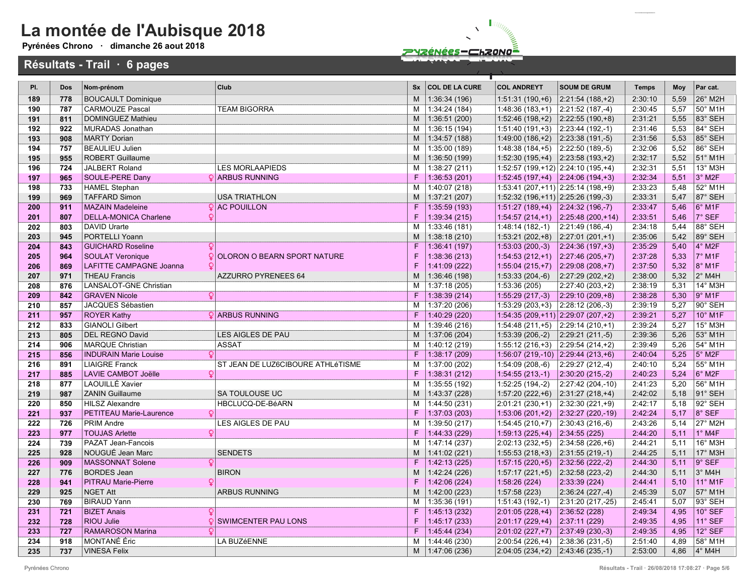# La montée de l'Aubisque 2018

**Pyrénées Chrono · dimanche 26 aout 2018**

## Résultats - Trail · 6 pages

| Pl. | Dos | Nom-prénom | Club | Sx | COL DE LA CURE | COL ANDREYT | SOUM DE GRUM | Temps | Moy | Par cat. |
|---|---|---|---|---|---|---|---|---|---|---|
| 189 | 778 | BOUCAULT Dominique | | M | 1:36:34 (196) | 1:51:31 (190,+6) | 2:21:54 (188,+2) | 2:30:10 | 5,59 | 26° M2H |
| 190 | 787 | CARMOUZE Pascal | TEAM BIGORRA | M | 1:34:24 (184) | 1:48:36 (183,+1) | 2:21:52 (187,-4) | 2:30:45 | 5,57 | 50° M1H |
| 191 | 811 | DOMINGUEZ Mathieu | | M | 1:36:51 (200) | 1:52:46 (198,+2) | 2:22:55 (190,+8) | 2:31:21 | 5,55 | 83° SEH |
| 192 | 922 | MURADAS Jonathan | | M | 1:36:15 (194) | 1:51:40 (191,+3) | 2:23:44 (192,-1) | 2:31:46 | 5,53 | 84° SEH |
| 193 | 908 | MARTY Dorian | | M | 1:34:57 (188) | 1:49:00 (186,+2) | 2:23:38 (191,-5) | 2:31:56 | 5,53 | 85° SEH |
| 194 | 757 | BEAULIEU Julien | | M | 1:35:00 (189) | 1:48:38 (184,+5) | 2:22:50 (189,-5) | 2:32:06 | 5,52 | 86° SEH |
| 195 | 955 | ROBERT Guillaume | | M | 1:36:50 (199) | 1:52:30 (195,+4) | 2:23:58 (193,+2) | 2:32:17 | 5,52 | 51° M1H |
| 196 | 724 | JALBERT Roland | LES MORLAAPIEDS | M | 1:38:27 (211) | 1:52:57 (199,+12) | 2:24:10 (195,+4) | 2:32:31 | 5,51 | 13° M3H |
| 197 | 965 | SOULE-PERE Dany ♀ | ARBUS RUNNING | F | 1:36:53 (201) | 1:52:45 (197,+4) | 2:24:06 (194,+3) | 2:32:34 | 5,51 | 3° M2F |
| 198 | 733 | HAMEL Stephan | | M | 1:40:07 (218) | 1:53:41 (207,+11) | 2:25:14 (198,+9) | 2:33:23 | 5,48 | 52° M1H |
| 199 | 969 | TAFFARD Simon | USA TRIATHLON | M | 1:37:21 (207) | 1:52:32 (196,+11) | 2:25:26 (199,-3) | 2:33:31 | 5,47 | 87° SEH |
| 200 | 911 | MAZAIN Madeleine ♀ | AC POUILLON | F | 1:35:59 (193) | 1:51:27 (189,+4) | 2:24:32 (196,-7) | 2:33:47 | 5,46 | 6° M1F |
| 201 | 807 | DELLA-MONICA Charlene ♀ | | F | 1:39:34 (215) | 1:54:57 (214,+1) | 2:25:48 (200,+14) | 2:33:51 | 5,46 | 7° SEF |
| 202 | 803 | DAVID Urarte | | M | 1:33:46 (181) | 1:48:14 (182,-1) | 2:21:49 (186,-4) | 2:34:18 | 5,44 | 88° SEH |
| 203 | 945 | PORTELLI Yoann | | M | 1:38:18 (210) | 1:53:21 (202,+8) | 2:27:01 (201,+1) | 2:35:06 | 5,42 | 89° SEH |
| 204 | 843 | GUICHARD Roseline ♀ | | F | 1:36:41 (197) | 1:53:03 (200,-3) | 2:24:36 (197,+3) | 2:35:29 | 5,40 | 4° M2F |
| 205 | 964 | SOULAT Veronique ♀ | OLORON O BEARN SPORT NATURE | F | 1:38:36 (213) | 1:54:53 (212,+1) | 2:27:46 (205,+7) | 2:37:28 | 5,33 | 7° M1F |
| 206 | 869 | LAFITTE CAMPAGNE Joanna ♀ | | F | 1:41:09 (222) | 1:55:04 (215,+7) | 2:29:08 (208,+7) | 2:37:50 | 5,32 | 8° M1F |
| 207 | 971 | THEAU Francis | AZZURRO PYRENEES 64 | M | 1:36:46 (198) | 1:53:33 (204,-6) | 2:27:29 (202,+2) | 2:38:00 | 5,32 | 2° M4H |
| 208 | 876 | LANSALOT-GNE Christian | | M | 1:37:18 (205) | 1:53:36 (205) | 2:27:40 (203,+2) | 2:38:19 | 5,31 | 14° M3H |
| 209 | 842 | GRAVEN Nicole ♀ | | F | 1:38:39 (214) | 1:55:29 (217,-3) | 2:29:10 (209,+8) | 2:38:28 | 5,30 | 9° M1F |
| 210 | 857 | JACQUES Sébastien | | M | 1:37:20 (206) | 1:53:29 (203,+3) | 2:28:12 (206,-3) | 2:39:19 | 5,27 | 90° SEH |
| 211 | 957 | ROYER Kathy ♀ | ARBUS RUNNING | F | 1:40:29 (220) | 1:54:35 (209,+11) | 2:29:07 (207,+2) | 2:39:21 | 5,27 | 10° M1F |
| 212 | 833 | GIANOLI Gilbert | | M | 1:39:46 (216) | 1:54:48 (211,+5) | 2:29:14 (210,+1) | 2:39:24 | 5,27 | 15° M3H |
| 213 | 805 | DEL REGNO David | LES AIGLES DE PAU | M | 1:37:06 (204) | 1:53:39 (206,-2) | 2:29:21 (211,-5) | 2:39:36 | 5,26 | 53° M1H |
| 214 | 906 | MARQUE Christian | ASSAT | M | 1:40:12 (219) | 1:55:12 (216,+3) | 2:29:54 (214,+2) | 2:39:49 | 5,26 | 54° M1H |
| 215 | 856 | INDURAIN Marie Louise ♀ | | F | 1:38:17 (209) | 1:56:07 (219,-10) | 2:29:44 (213,+6) | 2:40:04 | 5,25 | 5° M2F |
| 216 | 891 | LIAIGRE Franck | ST JEAN DE LUZ6CIBOURE ATHLéTISME | M | 1:37:00 (202) | 1:54:09 (208,-6) | 2:29:27 (212,-4) | 2:40:10 | 5,24 | 55° M1H |
| 217 | 885 | LAVIE CAMBOT Joëlle ♀ | | F | 1:38:31 (212) | 1:54:55 (213,-1) | 2:30:20 (215,-2) | 2:40:23 | 5,24 | 6° M2F |
| 218 | 877 | LAOUILLÉ Xavier | | M | 1:35:55 (192) | 1:52:25 (194,-2) | 2:27:42 (204,-10) | 2:41:23 | 5,20 | 56° M1H |
| 219 | 987 | ZANIN Guillaume | SA TOULOUSE UC | M | 1:43:37 (228) | 1:57:20 (222,+6) | 2:31:27 (218,+4) | 2:42:02 | 5,18 | 91° SEH |
| 220 | 850 | HILSZ Alexandre | HBCLUCQ-DE-BéARN | M | 1:44:50 (231) | 2:01:21 (230,+1) | 2:32:30 (221,+9) | 2:42:17 | 5,18 | 92° SEH |
| 221 | 937 | PETITEAU Marie-Laurence ♀ | | F | 1:37:03 (203) | 1:53:06 (201,+2) | 2:32:27 (220,-19) | 2:42:24 | 5,17 | 8° SEF |
| 222 | 726 | PRIM Andre | LES AIGLES DE PAU | M | 1:39:50 (217) | 1:54:45 (210,+7) | 2:30:43 (216,-6) | 2:43:26 | 5,14 | 27° M2H |
| 223 | 977 | TOUJAS Arlette ♀ | | F | 1:44:33 (229) | 1:59:13 (225,+4) | 2:34:55 (225) | 2:44:20 | 5,11 | 1° M4F |
| 224 | 739 | PAZAT Jean-Fancois | | M | 1:47:14 (237) | 2:02:13 (232,+5) | 2:34:58 (226,+6) | 2:44:21 | 5,11 | 16° M3H |
| 225 | 928 | NOUGUÉ Jean Marc | SENDETS | M | 1:41:02 (221) | 1:55:53 (218,+3) | 2:31:55 (219,-1) | 2:44:25 | 5,11 | 17° M3H |
| 226 | 909 | MASSONNAT Solene ♀ | | F | 1:42:13 (225) | 1:57:15 (220,+5) | 2:32:56 (222,-2) | 2:44:30 | 5,11 | 9° SEF |
| 227 | 776 | BORDES Jean | BIRON | M | 1:42:24 (226) | 1:57:17 (221,+5) | 2:32:58 (223,-2) | 2:44:30 | 5,11 | 3° M4H |
| 228 | 941 | PITRAU Marie-Pierre ♀ | | F | 1:42:06 (224) | 1:58:26 (224) | 2:33:39 (224) | 2:44:41 | 5,10 | 11° M1F |
| 229 | 925 | NGET Att | ARBUS RUNNING | M | 1:42:00 (223) | 1:57:58 (223) | 2:36:24 (227,-4) | 2:45:39 | 5,07 | 57° M1H |
| 230 | 769 | BIRAUD Yann | | M | 1:35:36 (191) | 1:51:43 (192,-1) | 2:31:20 (217,-25) | 2:45:41 | 5,07 | 93° SEH |
| 231 | 721 | BIZET Anais ♀ | | F | 1:45:13 (232) | 2:01:05 (228,+4) | 2:36:52 (228) | 2:49:34 | 4,95 | 10° SEF |
| 232 | 728 | RIOU Julie ♀ | SWIMCENTER PAU LONS | F | 1:45:17 (233) | 2:01:17 (229,+4) | 2:37:11 (229) | 2:49:35 | 4,95 | 11° SEF |
| 233 | 727 | RAMAROSON Marina ♀ | | F | 1:45:44 (234) | 2:01:02 (227,+7) | 2:37:49 (230,-3) | 2:49:35 | 4,95 | 12° SEF |
| 234 | 918 | MONTANÉ Éric | LA BUZéENNE | M | 1:44:46 (230) | 2:00:54 (226,+4) | 2:38:36 (231,-5) | 2:51:40 | 4,89 | 58° M1H |
| 235 | 737 | VINESA Felix | | M | 1:47:06 (236) | 2:04:05 (234,+2) | 2:43:46 (235,-1) | 2:53:00 | 4,86 | 4° M4H |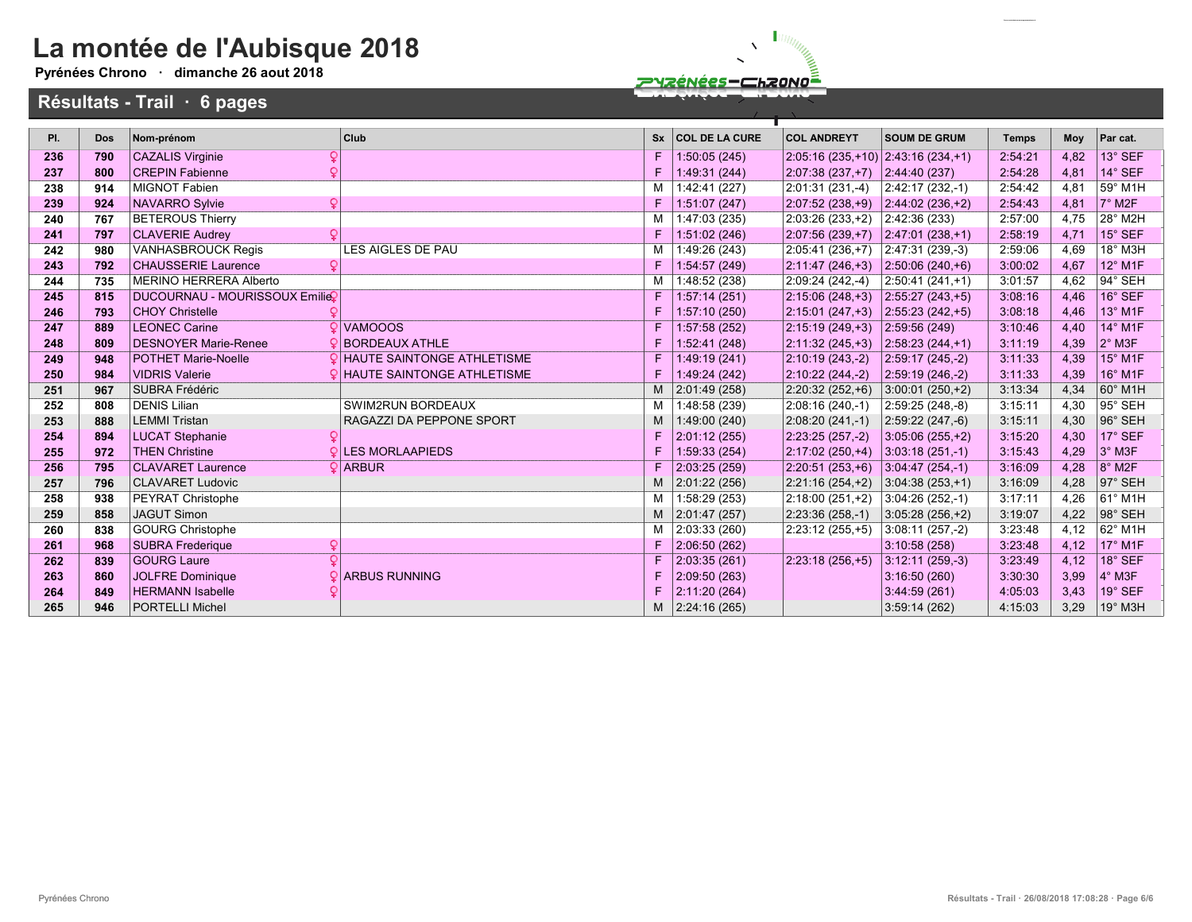# La montée de l'Aubisque 2018

**Pyrénées Chrono · dimanche 26 aout 2018**

## Résultats - Trail · 6 pages

| Pl. | Dos | Nom-prénom | Club | Sx | COL DE LA CURE | COL ANDREYT | SOUM DE GRUM | Temps | Moy | Par cat. |
|---|---|---|---|---|---|---|---|---|---|---|
| 236 | 790 | CAZALIS Virginie ♀ | | F | 1:50:05 (245) | 2:05:16 (235,+10) | 2:43:16 (234,+1) | 2:54:21 | 4,82 | 13° SEF |
| 237 | 800 | CREPIN Fabienne ♀ | | F | 1:49:31 (244) | 2:07:38 (237,+7) | 2:44:40 (237) | 2:54:28 | 4,81 | 14° SEF |
| 238 | 914 | MIGNOT Fabien | | M | 1:42:41 (227) | 2:01:31 (231,-4) | 2:42:17 (232,-1) | 2:54:42 | 4,81 | 59° M1H |
| 239 | 924 | NAVARRO Sylvie ♀ | | F | 1:51:07 (247) | 2:07:52 (238,+9) | 2:44:02 (236,+2) | 2:54:43 | 4,81 | 7° M2F |
| 240 | 767 | BETEROUS Thierry | | M | 1:47:03 (235) | 2:03:26 (233,+2) | 2:42:36 (233) | 2:57:00 | 4,75 | 28° M2H |
| 241 | 797 | CLAVERIE Audrey ♀ | | F | 1:51:02 (246) | 2:07:56 (239,+7) | 2:47:01 (238,+1) | 2:58:19 | 4,71 | 15° SEF |
| 242 | 980 | VANHASBROUCK Regis | LES AIGLES DE PAU | M | 1:49:26 (243) | 2:05:41 (236,+7) | 2:47:31 (239,-3) | 2:59:06 | 4,69 | 18° M3H |
| 243 | 792 | CHAUSSERIE Laurence ♀ | | F | 1:54:57 (249) | 2:11:47 (246,+3) | 2:50:06 (240,+6) | 3:00:02 | 4,67 | 12° M1F |
| 244 | 735 | MERINO HERRERA Alberto | | M | 1:48:52 (238) | 2:09:24 (242,-4) | 2:50:41 (241,+1) | 3:01:57 | 4,62 | 94° SEH |
| 245 | 815 | DUCOURNAU - MOURISSOUX Emilie ♀ | | F | 1:57:14 (251) | 2:15:06 (248,+3) | 2:55:27 (243,+5) | 3:08:16 | 4,46 | 16° SEF |
| 246 | 793 | CHOY Christelle ♀ | | F | 1:57:10 (250) | 2:15:01 (247,+3) | 2:55:23 (242,+5) | 3:08:18 | 4,46 | 13° M1F |
| 247 | 889 | LEONEC Carine ♀ | VAMOOOS | F | 1:57:58 (252) | 2:15:19 (249,+3) | 2:59:56 (249) | 3:10:46 | 4,40 | 14° M1F |
| 248 | 809 | DESNOYER Marie-Renee ♀ | BORDEAUX ATHLE | F | 1:52:41 (248) | 2:11:32 (245,+3) | 2:58:23 (244,+1) | 3:11:19 | 4,39 | 2° M3F |
| 249 | 948 | POTHET Marie-Noelle ♀ | HAUTE SAINTONGE ATHLETISME | F | 1:49:19 (241) | 2:10:19 (243,-2) | 2:59:17 (245,-2) | 3:11:33 | 4,39 | 15° M1F |
| 250 | 984 | VIDRIS Valerie ♀ | HAUTE SAINTONGE ATHLETISME | F | 1:49:24 (242) | 2:10:22 (244,-2) | 2:59:19 (246,-2) | 3:11:33 | 4,39 | 16° M1F |
| 251 | 967 | SUBRA Frédéric | | M | 2:01:49 (258) | 2:20:32 (252,+6) | 3:00:01 (250,+2) | 3:13:34 | 4,34 | 60° M1H |
| 252 | 808 | DENIS Lilian | SWIM2RUN BORDEAUX | M | 1:48:58 (239) | 2:08:16 (240,-1) | 2:59:25 (248,-8) | 3:15:11 | 4,30 | 95° SEH |
| 253 | 888 | LEMMI Tristan | RAGAZZI DA PEPPONE SPORT | M | 1:49:00 (240) | 2:08:20 (241,-1) | 2:59:22 (247,-6) | 3:15:11 | 4,30 | 96° SEH |
| 254 | 894 | LUCAT Stephanie ♀ | | F | 2:01:12 (255) | 2:23:25 (257,-2) | 3:05:06 (255,+2) | 3:15:20 | 4,30 | 17° SEF |
| 255 | 972 | THEN Christine ♀ | LES MORLAAPIEDS | F | 1:59:33 (254) | 2:17:02 (250,+4) | 3:03:18 (251,-1) | 3:15:43 | 4,29 | 3° M3F |
| 256 | 795 | CLAVARET Laurence ♀ | ARBUR | F | 2:03:25 (259) | 2:20:51 (253,+6) | 3:04:47 (254,-1) | 3:16:09 | 4,28 | 8° M2F |
| 257 | 796 | CLAVARET Ludovic | | M | 2:01:22 (256) | 2:21:16 (254,+2) | 3:04:38 (253,+1) | 3:16:09 | 4,28 | 97° SEH |
| 258 | 938 | PEYRAT Christophe | | M | 1:58:29 (253) | 2:18:00 (251,+2) | 3:04:26 (252,-1) | 3:17:11 | 4,26 | 61° M1H |
| 259 | 858 | JAGUT Simon | | M | 2:01:47 (257) | 2:23:36 (258,-1) | 3:05:28 (256,+2) | 3:19:07 | 4,22 | 98° SEH |
| 260 | 838 | GOURG Christophe | | M | 2:03:33 (260) | 2:23:12 (255,+5) | 3:08:11 (257,-2) | 3:23:48 | 4,12 | 62° M1H |
| 261 | 968 | SUBRA Frederique ♀ | | F | 2:06:50 (262) | | 3:10:58 (258) | 3:23:48 | 4,12 | 17° M1F |
| 262 | 839 | GOURG Laure ♀ | | F | 2:03:35 (261) | 2:23:18 (256,+5) | 3:12:11 (259,-3) | 3:23:49 | 4,12 | 18° SEF |
| 263 | 860 | JOLFRE Dominique ♀ | ARBUS RUNNING | F | 2:09:50 (263) | | 3:16:50 (260) | 3:30:30 | 3,99 | 4° M3F |
| 264 | 849 | HERMANN Isabelle ♀ | | F | 2:11:20 (264) | | 3:44:59 (261) | 4:05:03 | 3,43 | 19° SEF |
| 265 | 946 | PORTELLI Michel | | M | 2:24:16 (265) | | 3:59:14 (262) | 4:15:03 | 3,29 | 19° M3H |